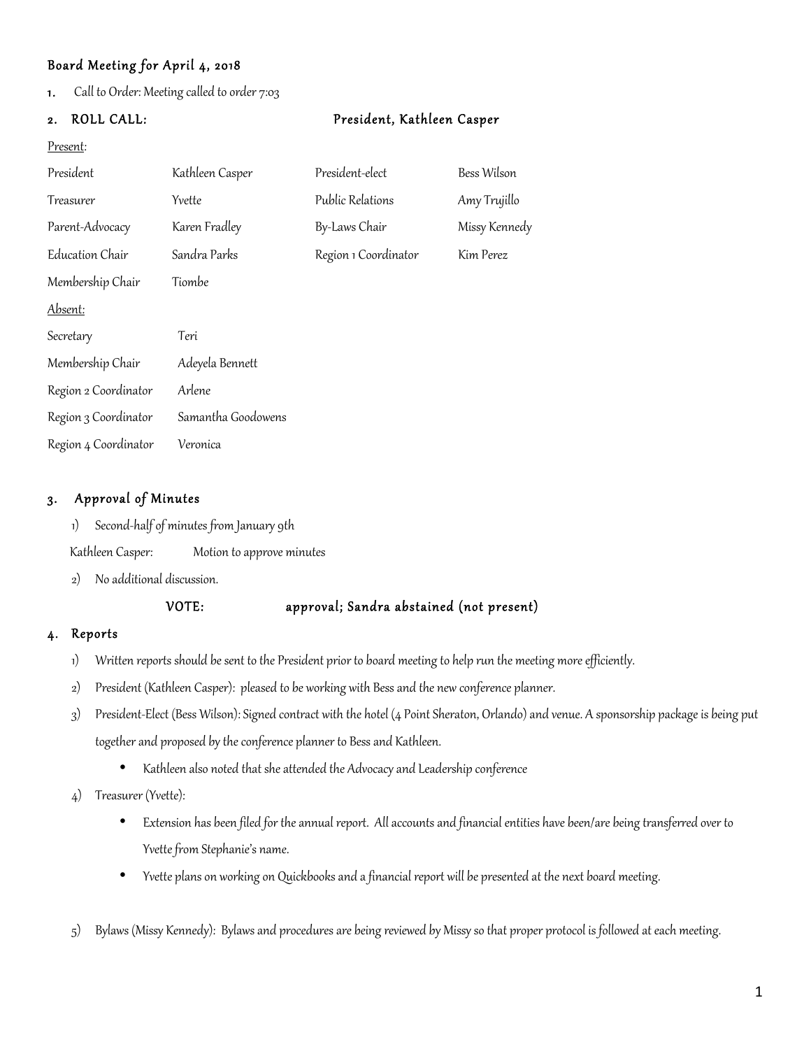## Board Meeting for April 4, 2018

1. Call to Order: Meeting called to order 7:03

2. **ROLL CALL:** President, Kathleen Casper

Present:

| | | | |
|---|---|---|---|
| President | Kathleen Casper | President-elect | Bess Wilson |
| Treasurer | Yvette | Public Relations | Amy Trujillo |
| Parent-Advocacy | Karen Fradley | By-Laws Chair | Missy Kennedy |
| Education Chair | Sandra Parks | Region 1 Coordinator | Kim Perez |
| Membership Chair | Tiombe | | |

Absent:

| | |
|---|---|
| Secretary | Teri |
| Membership Chair | Adeyela Bennett |
| Region 2 Coordinator | Arlene |
| Region 3 Coordinator | Samantha Goodowens |
| Region 4 Coordinator | Veronica |

### 3. Approval of Minutes

1) Second-half of minutes from January 9th

Kathleen Casper: Motion to approve minutes

2) No additional discussion.

VOTE: approval; Sandra abstained (not present)

### 4. Reports

1) Written reports should be sent to the President prior to board meeting to help run the meeting more efficiently.

2) President (Kathleen Casper): pleased to be working with Bess and the new conference planner.

3) President-Elect (Bess Wilson): Signed contract with the hotel (4 Point Sheraton, Orlando) and venue. A sponsorship package is being put together and proposed by the conference planner to Bess and Kathleen.

- Kathleen also noted that she attended the Advocacy and Leadership conference

4) Treasurer (Yvette):

- Extension has been filed for the annual report. All accounts and financial entities have been/are being transferred over to Yvette from Stephanie's name.
- Yvette plans on working on Quickbooks and a financial report will be presented at the next board meeting.

5) Bylaws (Missy Kennedy): Bylaws and procedures are being reviewed by Missy so that proper protocol is followed at each meeting.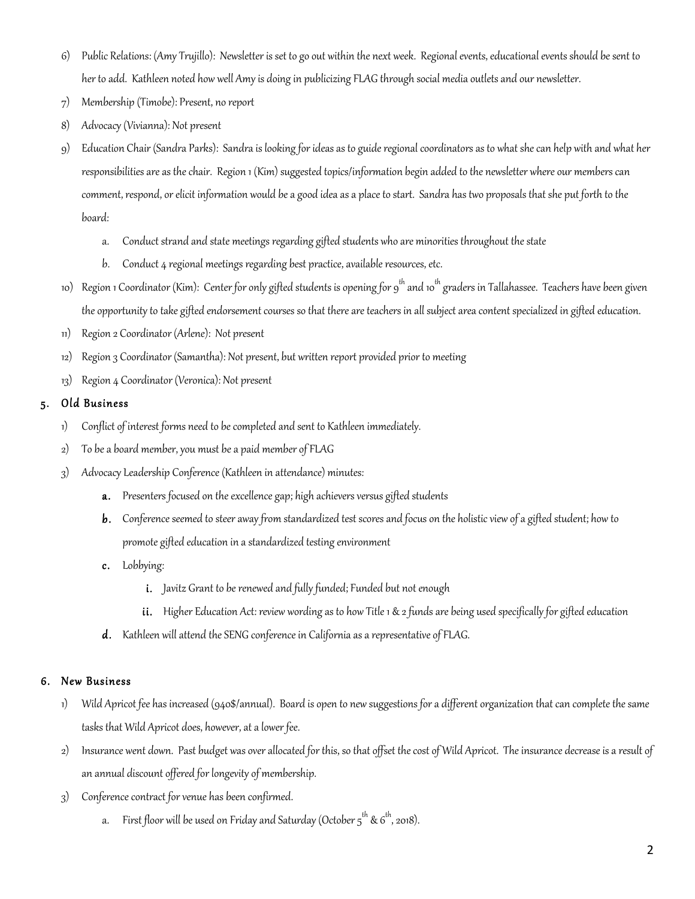6) Public Relations: (Amy Trujillo): Newsletter is set to go out within the next week. Regional events, educational events should be sent to her to add. Kathleen noted how well Amy is doing in publicizing FLAG through social media outlets and our newsletter.
7) Membership (Timobe): Present, no report
8) Advocacy (Vivianna): Not present
9) Education Chair (Sandra Parks): Sandra is looking for ideas as to guide regional coordinators as to what she can help with and what her responsibilities are as the chair. Region 1 (Kim) suggested topics/information begin added to the newsletter where our members can comment, respond, or elicit information would be a good idea as a place to start. Sandra has two proposals that she put forth to the board:
    a. Conduct strand and state meetings regarding gifted students who are minorities throughout the state
    b. Conduct 4 regional meetings regarding best practice, available resources, etc.
10) Region 1 Coordinator (Kim): Center for only gifted students is opening for 9th and 10th graders in Tallahassee. Teachers have been given the opportunity to take gifted endorsement courses so that there are teachers in all subject area content specialized in gifted education.
11) Region 2 Coordinator (Arlene): Not present
12) Region 3 Coordinator (Samantha): Not present, but written report provided prior to meeting
13) Region 4 Coordinator (Veronica): Not present

## 5. Old Business

1) Conflict of interest forms need to be completed and sent to Kathleen immediately.
2) To be a board member, you must be a paid member of FLAG
3) Advocacy Leadership Conference (Kathleen in attendance) minutes:
    a. Presenters focused on the excellence gap; high achievers versus gifted students
    b. Conference seemed to steer away from standardized test scores and focus on the holistic view of a gifted student; how to promote gifted education in a standardized testing environment
    c. Lobbying:
        i. Javitz Grant to be renewed and fully funded; Funded but not enough
        ii. Higher Education Act: review wording as to how Title 1 & 2 funds are being used specifically for gifted education
    d. Kathleen will attend the SENG conference in California as a representative of FLAG.

## 6. New Business

1) Wild Apricot fee has increased (940$/annual). Board is open to new suggestions for a different organization that can complete the same tasks that Wild Apricot does, however, at a lower fee.
2) Insurance went down. Past budget was over allocated for this, so that offset the cost of Wild Apricot. The insurance decrease is a result of an annual discount offered for longevity of membership.
3) Conference contract for venue has been confirmed.
    a. First floor will be used on Friday and Saturday (October 5th & 6th, 2018).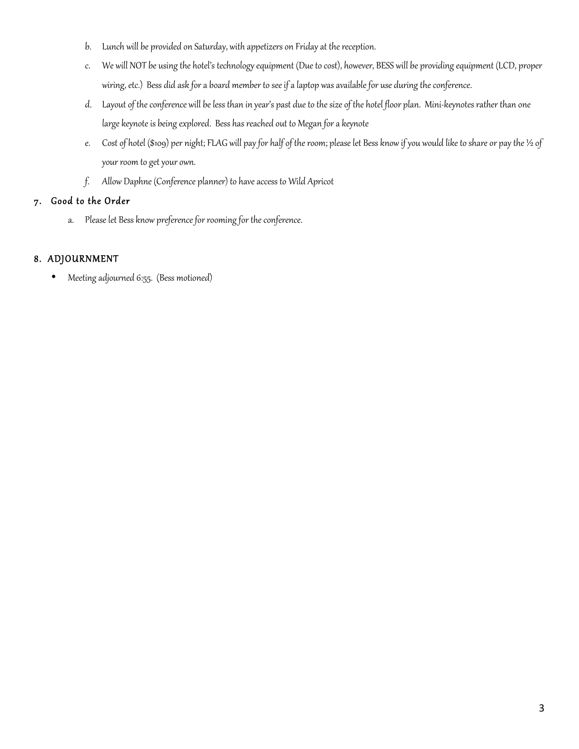b. Lunch will be provided on Saturday, with appetizers on Friday at the reception.

c. We will NOT be using the hotel's technology equipment (Due to cost), however, BESS will be providing equipment (LCD, proper wiring, etc.) Bess did ask for a board member to see if a laptop was available for use during the conference.

d. Layout of the conference will be less than in year's past due to the size of the hotel floor plan. Mini-keynotes rather than one large keynote is being explored. Bess has reached out to Megan for a keynote

e. Cost of hotel ($109) per night; FLAG will pay for half of the room; please let Bess know if you would like to share or pay the ½ of your room to get your own.

f. Allow Daphne (Conference planner) to have access to Wild Apricot

## 7. Good to the Order

a. Please let Bess know preference for rooming for the conference.

## 8. ADJOURNMENT

- Meeting adjourned 6:55. (Bess motioned)